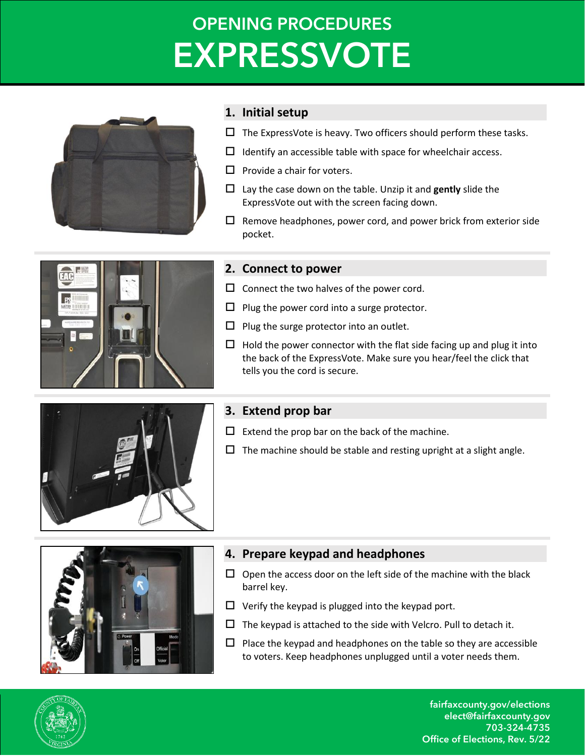# OPENING PROCEDURES
# EXPRESSVOTE

## 1. Initial setup

- ☐ The ExpressVote is heavy. Two officers should perform these tasks.
- ☐ Identify an accessible table with space for wheelchair access.
- ☐ Provide a chair for voters.
- ☐ Lay the case down on the table. Unzip it and **gently** slide the ExpressVote out with the screen facing down.
- ☐ Remove headphones, power cord, and power brick from exterior side pocket.

## 2. Connect to power

- ☐ Connect the two halves of the power cord.
- ☐ Plug the power cord into a surge protector.
- ☐ Plug the surge protector into an outlet.
- ☐ Hold the power connector with the flat side facing up and plug it into the back of the ExpressVote. Make sure you hear/feel the click that tells you the cord is secure.

## 3. Extend prop bar

- ☐ Extend the prop bar on the back of the machine.
- ☐ The machine should be stable and resting upright at a slight angle.

## 4. Prepare keypad and headphones

- ☐ Open the access door on the left side of the machine with the black barrel key.
- ☐ Verify the keypad is plugged into the keypad port.
- ☐ The keypad is attached to the side with Velcro. Pull to detach it.
- ☐ Place the keypad and headphones on the table so they are accessible to voters. Keep headphones unplugged until a voter needs them.

fairfaxcounty.gov/elections
elect@fairfaxcounty.gov
703-324-4735
Office of Elections, Rev. 5/22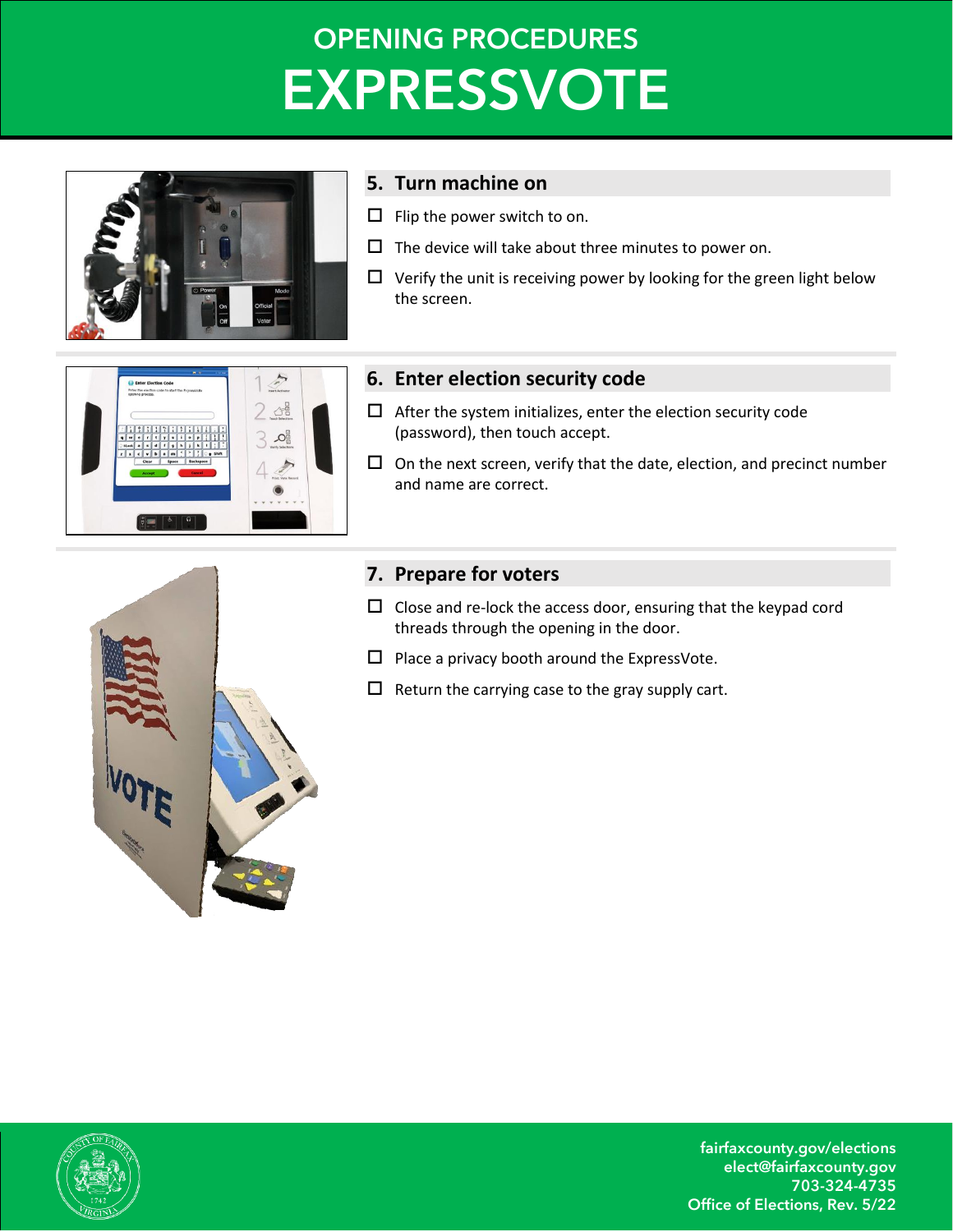# OPENING PROCEDURES
# EXPRESSVOTE

## 5. Turn machine on

- ☐ Flip the power switch to on.
- ☐ The device will take about three minutes to power on.
- ☐ Verify the unit is receiving power by looking for the green light below the screen.

## 6. Enter election security code

- ☐ After the system initializes, enter the election security code (password), then touch accept.
- ☐ On the next screen, verify that the date, election, and precinct number and name are correct.

## 7. Prepare for voters

- ☐ Close and re-lock the access door, ensuring that the keypad cord threads through the opening in the door.
- ☐ Place a privacy booth around the ExpressVote.
- ☐ Return the carrying case to the gray supply cart.

fairfaxcounty.gov/elections
elect@fairfaxcounty.gov
703-324-4735
Office of Elections, Rev. 5/22